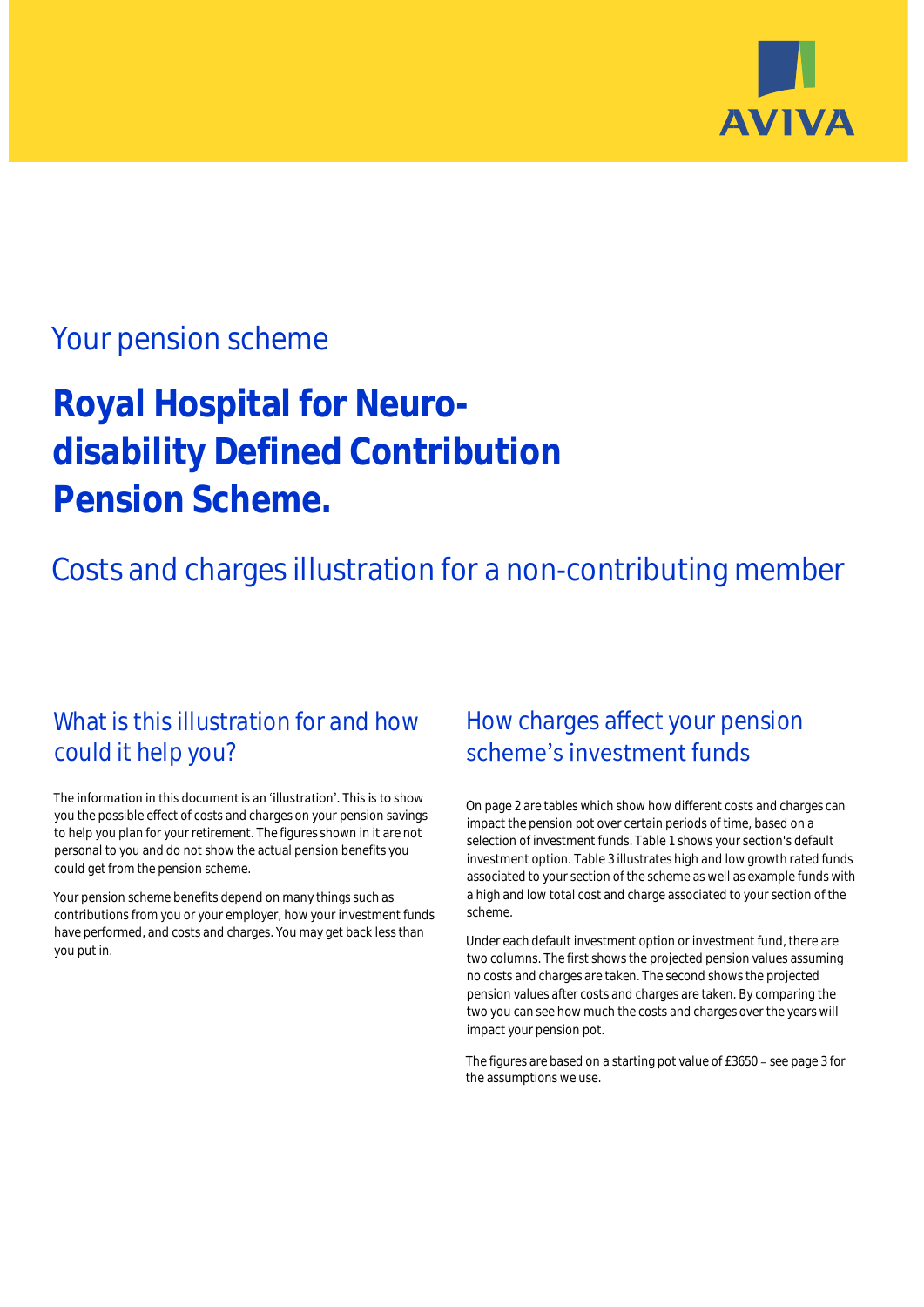AVIVA

## Your pension scheme

# Royal Hospital for Neuro-disability Defined Contribution Pension Scheme.

## Costs and charges illustration for a non-contributing member

## What is this illustration for and how could it help you?

The information in this document is an 'illustration'. This is to show you the possible effect of costs and charges on your pension savings to help you plan for your retirement. The figures shown in it are not personal to you and do not show the actual pension benefits you could get from the pension scheme.

Your pension scheme benefits depend on many things such as contributions from you or your employer, how your investment funds have performed, and costs and charges. You may get back less than you put in.

## How charges affect your pension scheme's investment funds

On page 2 are tables which show how different costs and charges can impact the pension pot over certain periods of time, based on a selection of investment funds. Table 1 shows your section's default investment option. Table 3 illustrates high and low growth rated funds associated to your section of the scheme as well as example funds with a high and low total cost and charge associated to your section of the scheme.

Under each default investment option or investment fund, there are two columns. The first shows the projected pension values assuming no costs and charges are taken. The second shows the projected pension values after costs and charges are taken. By comparing the two you can see how much the costs and charges over the years will impact your pension pot.

The figures are based on a starting pot value of £3650 – see page 3 for the assumptions we use.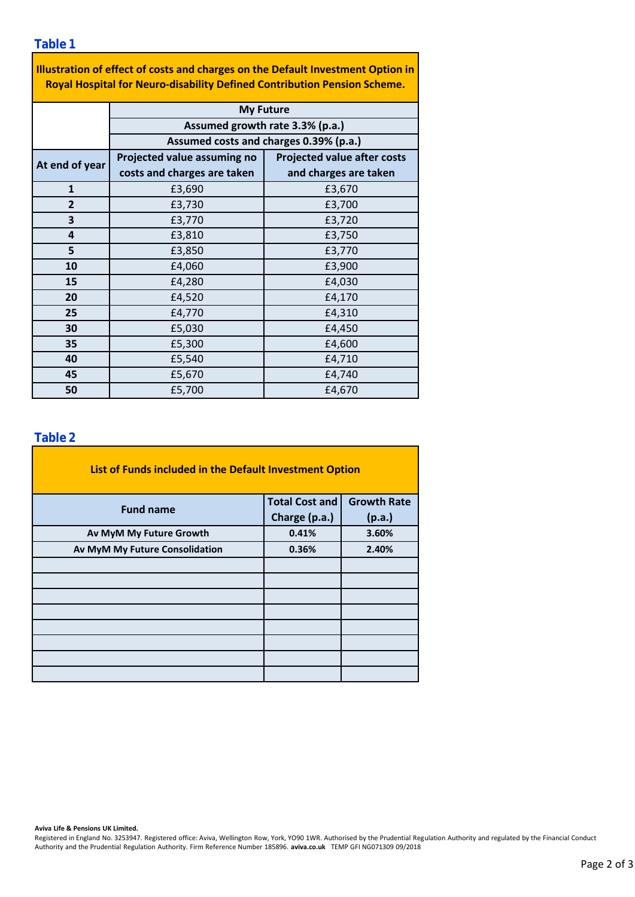## Table 1

| Illustration of effect of costs and charges on the Default Investment Option in Royal Hospital for Neuro-disability Defined Contribution Pension Scheme. | | |
|---|---|---|
| | My Future | |
| | Assumed growth rate 3.3% (p.a.) | |
| | Assumed costs and charges 0.39% (p.a.) | |
| **At end of year** | **Projected value assuming no costs and charges are taken** | **Projected value after costs and charges are taken** |
| **1** | £3,690 | £3,670 |
| **2** | £3,730 | £3,700 |
| **3** | £3,770 | £3,720 |
| **4** | £3,810 | £3,750 |
| **5** | £3,850 | £3,770 |
| **10** | £4,060 | £3,900 |
| **15** | £4,280 | £4,030 |
| **20** | £4,520 | £4,170 |
| **25** | £4,770 | £4,310 |
| **30** | £5,030 | £4,450 |
| **35** | £5,300 | £4,600 |
| **40** | £5,540 | £4,710 |
| **45** | £5,670 | £4,740 |
| **50** | £5,700 | £4,670 |

## Table 2

| List of Funds included in the Default Investment Option | | |
|---|---|---|
| **Fund name** | **Total Cost and Charge (p.a.)** | **Growth Rate (p.a.)** |
| **Av MyM My Future Growth** | **0.41%** | **3.60%** |
| **Av MyM My Future Consolidation** | **0.36%** | **2.40%** |
| | | |
| | | |
| | | |
| | | |
| | | |
| | | |
| | | |
| | | |

**Aviva Life & Pensions UK Limited.**
Registered in England No. 3253947. Registered office: Aviva, Wellington Row, York, YO90 1WR. Authorised by the Prudential Regulation Authority and regulated by the Financial Conduct Authority and the Prudential Regulation Authority. Firm Reference Number 185896. **aviva.co.uk** TEMP GFI NG071309 09/2018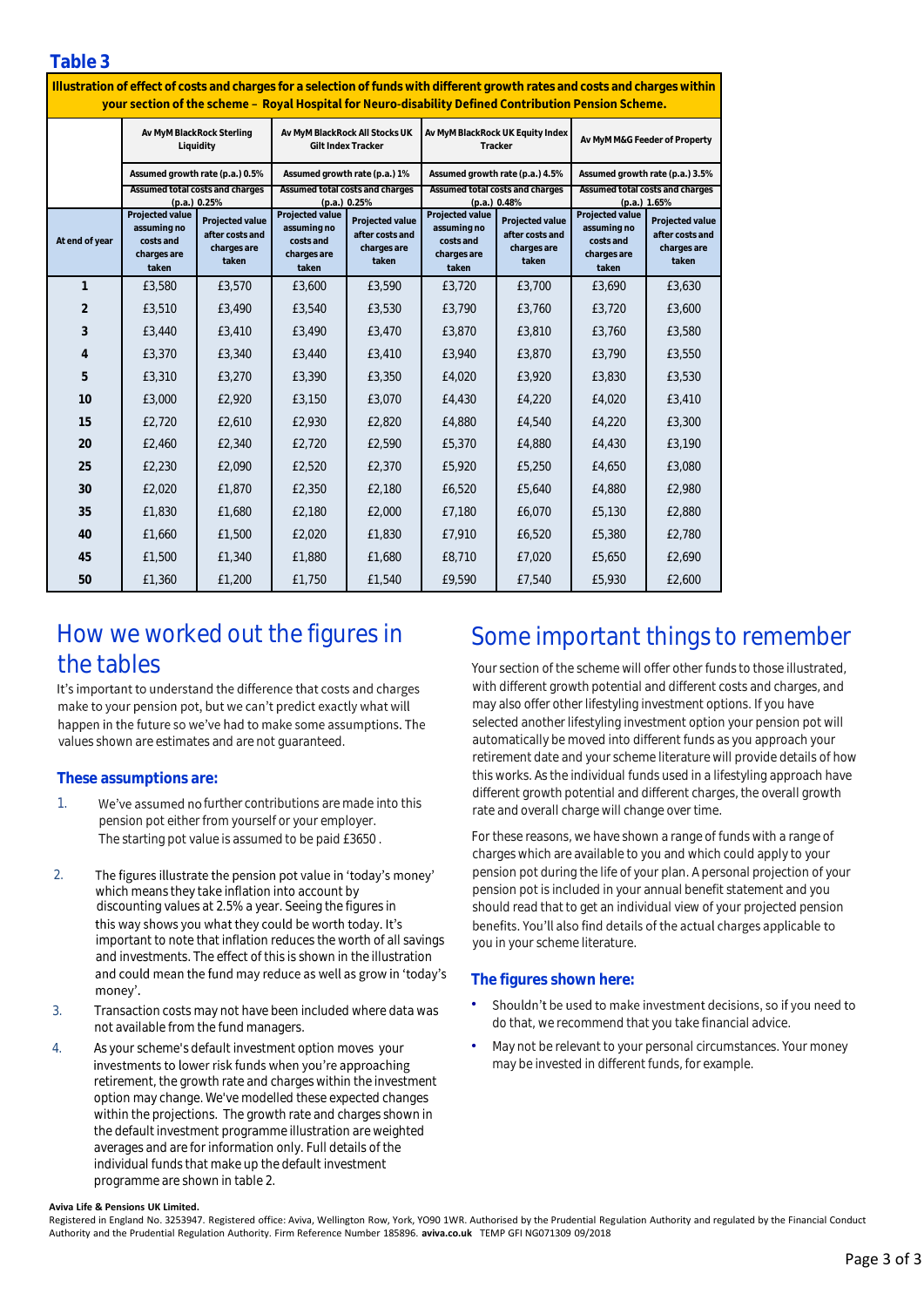## Table 3

| Illustration of effect of costs and charges for a selection of funds with different growth rates and costs and charges within your section of the scheme – Royal Hospital for Neuro-disability Defined Contribution Pension Scheme. | | | | | | | | |
|---|---|---|---|---|---|---|---|---|
| | Av MyM BlackRock Sterling Liquidity | | Av MyM BlackRock All Stocks UK Gilt Index Tracker | | Av MyM BlackRock UK Equity Index Tracker | | Av MyM M&G Feeder of Property | |
| | Assumed growth rate (p.a.) 0.5% | | Assumed growth rate (p.a.) 1% | | Assumed growth rate (p.a.) 4.5% | | Assumed growth rate (p.a.) 3.5% | |
| | Assumed total costs and charges (p.a.) 0.25% | | Assumed total costs and charges (p.a.) 0.25% | | Assumed total costs and charges (p.a.) 0.48% | | Assumed total costs and charges (p.a.) 1.65% | |
| At end of year | Projected value assuming no costs and charges are taken | Projected value after costs and charges are taken | Projected value assuming no costs and charges are taken | Projected value after costs and charges are taken | Projected value assuming no costs and charges are taken | Projected value after costs and charges are taken | Projected value assuming no costs and charges are taken | Projected value after costs and charges are taken |
| 1 | £3,580 | £3,570 | £3,600 | £3,590 | £3,720 | £3,700 | £3,690 | £3,630 |
| 2 | £3,510 | £3,490 | £3,540 | £3,530 | £3,790 | £3,760 | £3,720 | £3,600 |
| 3 | £3,440 | £3,410 | £3,490 | £3,470 | £3,870 | £3,810 | £3,760 | £3,580 |
| 4 | £3,370 | £3,340 | £3,440 | £3,410 | £3,940 | £3,870 | £3,790 | £3,550 |
| 5 | £3,310 | £3,270 | £3,390 | £3,350 | £4,020 | £3,920 | £3,830 | £3,530 |
| 10 | £3,000 | £2,920 | £3,150 | £3,070 | £4,430 | £4,220 | £4,020 | £3,410 |
| 15 | £2,720 | £2,610 | £2,930 | £2,820 | £4,880 | £4,540 | £4,220 | £3,300 |
| 20 | £2,460 | £2,340 | £2,720 | £2,590 | £5,370 | £4,880 | £4,430 | £3,190 |
| 25 | £2,230 | £2,090 | £2,520 | £2,370 | £5,920 | £5,250 | £4,650 | £3,080 |
| 30 | £2,020 | £1,870 | £2,350 | £2,180 | £6,520 | £5,640 | £4,880 | £2,980 |
| 35 | £1,830 | £1,680 | £2,180 | £2,000 | £7,180 | £6,070 | £5,130 | £2,880 |
| 40 | £1,660 | £1,500 | £2,020 | £1,830 | £7,910 | £6,520 | £5,380 | £2,780 |
| 45 | £1,500 | £1,340 | £1,880 | £1,680 | £8,710 | £7,020 | £5,650 | £2,690 |
| 50 | £1,360 | £1,200 | £1,750 | £1,540 | £9,590 | £7,540 | £5,930 | £2,600 |

# How we worked out the figures in the tables

It's important to understand the difference that costs and charges make to your pension pot, but we can't predict exactly what will happen in the future so we've had to make some assumptions. The values shown are estimates and are not guaranteed.

### These assumptions are:

1. We've assumed no further contributions are made into this pension pot either from yourself or your employer. The starting pot value is assumed to be paid £3650 .
2. The figures illustrate the pension pot value in 'today's money' which means they take inflation into account by discounting values at 2.5% a year. Seeing the figures in this way shows you what they could be worth today. It's important to note that inflation reduces the worth of all savings and investments. The effect of this is shown in the illustration and could mean the fund may reduce as well as grow in 'today's money'.
3. Transaction costs may not have been included where data was not available from the fund managers.
4. As your scheme's default investment option moves your investments to lower risk funds when you're approaching retirement, the growth rate and charges within the investment option may change. We've modelled these expected changes within the projections. The growth rate and charges shown in the default investment programme illustration are weighted averages and are for information only. Full details of the individual funds that make up the default investment programme are shown in table 2.

# Some important things to remember

Your section of the scheme will offer other funds to those illustrated, with different growth potential and different costs and charges, and may also offer other lifestyling investment options. If you have selected another lifestyling investment option your pension pot will automatically be moved into different funds as you approach your retirement date and your scheme literature will provide details of how this works. As the individual funds used in a lifestyling approach have different growth potential and different charges, the overall growth rate and overall charge will change over time.

For these reasons, we have shown a range of funds with a range of charges which are available to you and which could apply to your pension pot during the life of your plan. A personal projection of your pension pot is included in your annual benefit statement and you should read that to get an individual view of your projected pension benefits. You'll also find details of the actual charges applicable to you in your scheme literature.

### The figures shown here:

- Shouldn't be used to make investment decisions, so if you need to do that, we recommend that you take financial advice.
- May not be relevant to your personal circumstances. Your money may be invested in different funds, for example.

**Aviva Life & Pensions UK Limited.**
Registered in England No. 3253947. Registered office: Aviva, Wellington Row, York, YO90 1WR. Authorised by the Prudential Regulation Authority and regulated by the Financial Conduct Authority and the Prudential Regulation Authority. Firm Reference Number 185896. **aviva.co.uk** TEMP GFI NG071309 09/2018